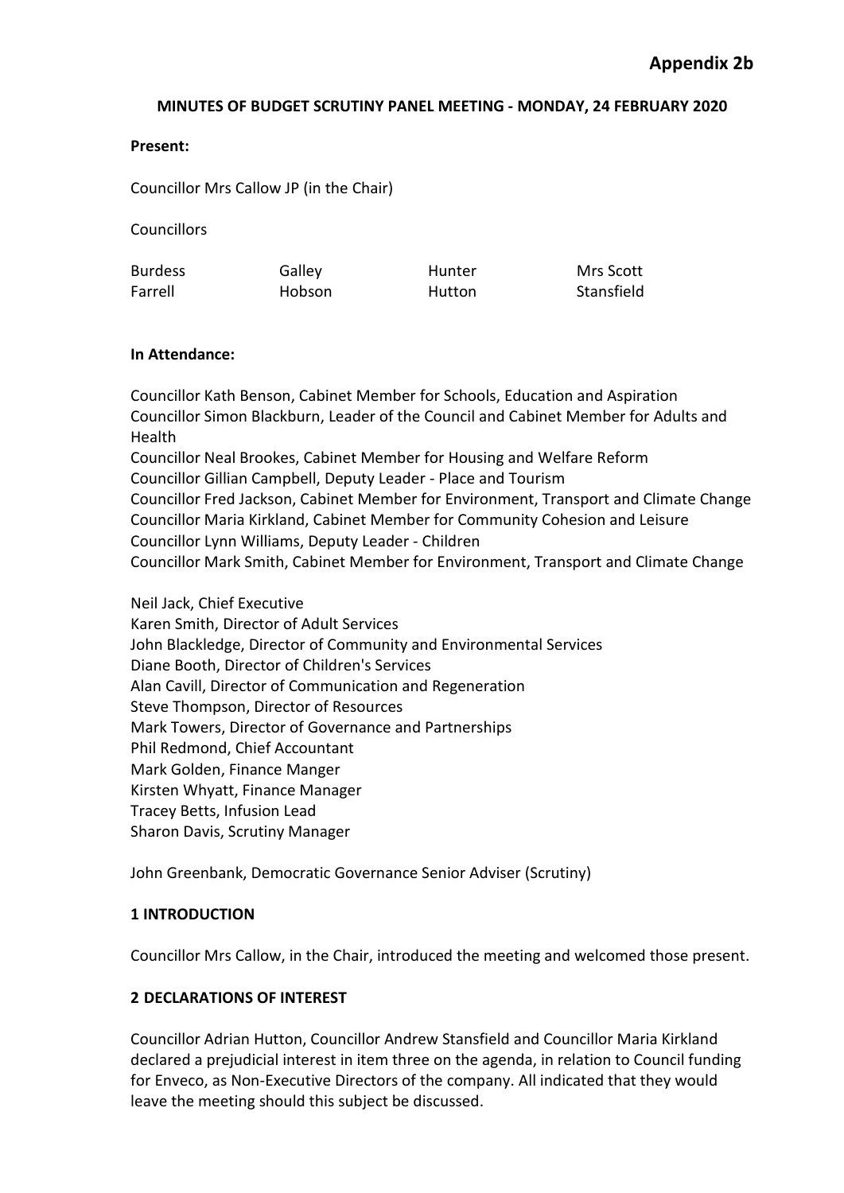**Appendix 2b**

**MINUTES OF BUDGET SCRUTINY PANEL MEETING - MONDAY, 24 FEBRUARY 2020**

**Present:**

Councillor Mrs Callow JP (in the Chair)

Councillors

| Burdess | Galley | Hunter | Mrs Scott |
|---|---|---|---|
| Farrell | Hobson | Hutton | Stansfield |

**In Attendance:**

Councillor Kath Benson, Cabinet Member for Schools, Education and Aspiration
Councillor Simon Blackburn, Leader of the Council and Cabinet Member for Adults and Health
Councillor Neal Brookes, Cabinet Member for Housing and Welfare Reform
Councillor Gillian Campbell, Deputy Leader - Place and Tourism
Councillor Fred Jackson, Cabinet Member for Environment, Transport and Climate Change
Councillor Maria Kirkland, Cabinet Member for Community Cohesion and Leisure
Councillor Lynn Williams, Deputy Leader - Children
Councillor Mark Smith, Cabinet Member for Environment, Transport and Climate Change

Neil Jack, Chief Executive
Karen Smith, Director of Adult Services
John Blackledge, Director of Community and Environmental Services
Diane Booth, Director of Children's Services
Alan Cavill, Director of Communication and Regeneration
Steve Thompson, Director of Resources
Mark Towers, Director of Governance and Partnerships
Phil Redmond, Chief Accountant
Mark Golden, Finance Manger
Kirsten Whyatt, Finance Manager
Tracey Betts, Infusion Lead
Sharon Davis, Scrutiny Manager

John Greenbank, Democratic Governance Senior Adviser (Scrutiny)

**1 INTRODUCTION**

Councillor Mrs Callow, in the Chair, introduced the meeting and welcomed those present.

**2 DECLARATIONS OF INTEREST**

Councillor Adrian Hutton, Councillor Andrew Stansfield and Councillor Maria Kirkland declared a prejudicial interest in item three on the agenda, in relation to Council funding for Enveco, as Non-Executive Directors of the company. All indicated that they would leave the meeting should this subject be discussed.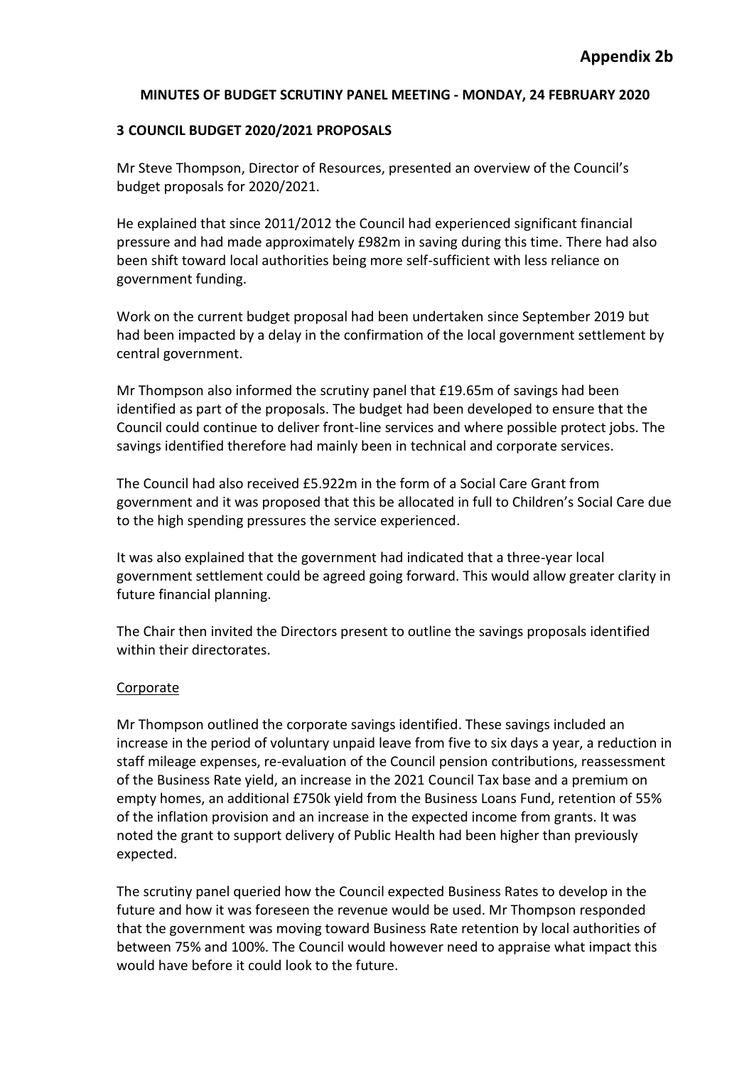**Appendix 2b**

**MINUTES OF BUDGET SCRUTINY PANEL MEETING - MONDAY, 24 FEBRUARY 2020**

**3 COUNCIL BUDGET 2020/2021 PROPOSALS**

Mr Steve Thompson, Director of Resources, presented an overview of the Council's budget proposals for 2020/2021.

He explained that since 2011/2012 the Council had experienced significant financial pressure and had made approximately £982m in saving during this time. There had also been shift toward local authorities being more self-sufficient with less reliance on government funding.

Work on the current budget proposal had been undertaken since September 2019 but had been impacted by a delay in the confirmation of the local government settlement by central government.

Mr Thompson also informed the scrutiny panel that £19.65m of savings had been identified as part of the proposals. The budget had been developed to ensure that the Council could continue to deliver front-line services and where possible protect jobs. The savings identified therefore had mainly been in technical and corporate services.

The Council had also received £5.922m in the form of a Social Care Grant from government and it was proposed that this be allocated in full to Children's Social Care due to the high spending pressures the service experienced.

It was also explained that the government had indicated that a three-year local government settlement could be agreed going forward. This would allow greater clarity in future financial planning.

The Chair then invited the Directors present to outline the savings proposals identified within their directorates.

Corporate

Mr Thompson outlined the corporate savings identified. These savings included an increase in the period of voluntary unpaid leave from five to six days a year, a reduction in staff mileage expenses, re-evaluation of the Council pension contributions, reassessment of the Business Rate yield, an increase in the 2021 Council Tax base and a premium on empty homes, an additional £750k yield from the Business Loans Fund, retention of 55% of the inflation provision and an increase in the expected income from grants. It was noted the grant to support delivery of Public Health had been higher than previously expected.

The scrutiny panel queried how the Council expected Business Rates to develop in the future and how it was foreseen the revenue would be used. Mr Thompson responded that the government was moving toward Business Rate retention by local authorities of between 75% and 100%. The Council would however need to appraise what impact this would have before it could look to the future.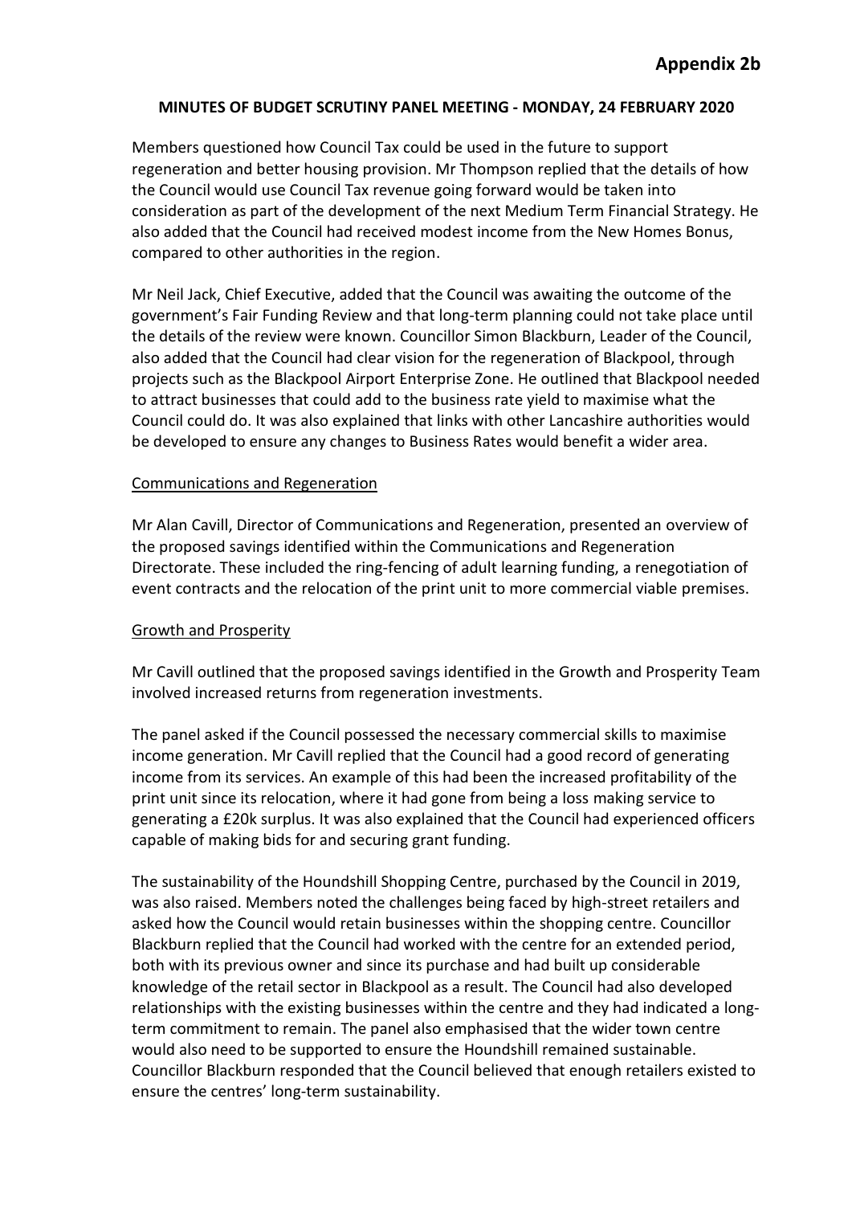**Appendix 2b**

**MINUTES OF BUDGET SCRUTINY PANEL MEETING - MONDAY, 24 FEBRUARY 2020**

Members questioned how Council Tax could be used in the future to support regeneration and better housing provision. Mr Thompson replied that the details of how the Council would use Council Tax revenue going forward would be taken into consideration as part of the development of the next Medium Term Financial Strategy. He also added that the Council had received modest income from the New Homes Bonus, compared to other authorities in the region.

Mr Neil Jack, Chief Executive, added that the Council was awaiting the outcome of the government's Fair Funding Review and that long-term planning could not take place until the details of the review were known. Councillor Simon Blackburn, Leader of the Council, also added that the Council had clear vision for the regeneration of Blackpool, through projects such as the Blackpool Airport Enterprise Zone. He outlined that Blackpool needed to attract businesses that could add to the business rate yield to maximise what the Council could do. It was also explained that links with other Lancashire authorities would be developed to ensure any changes to Business Rates would benefit a wider area.

<u>Communications and Regeneration</u>

Mr Alan Cavill, Director of Communications and Regeneration, presented an overview of the proposed savings identified within the Communications and Regeneration Directorate. These included the ring-fencing of adult learning funding, a renegotiation of event contracts and the relocation of the print unit to more commercial viable premises.

<u>Growth and Prosperity</u>

Mr Cavill outlined that the proposed savings identified in the Growth and Prosperity Team involved increased returns from regeneration investments.

The panel asked if the Council possessed the necessary commercial skills to maximise income generation. Mr Cavill replied that the Council had a good record of generating income from its services. An example of this had been the increased profitability of the print unit since its relocation, where it had gone from being a loss making service to generating a £20k surplus. It was also explained that the Council had experienced officers capable of making bids for and securing grant funding.

The sustainability of the Houndshill Shopping Centre, purchased by the Council in 2019, was also raised. Members noted the challenges being faced by high-street retailers and asked how the Council would retain businesses within the shopping centre. Councillor Blackburn replied that the Council had worked with the centre for an extended period, both with its previous owner and since its purchase and had built up considerable knowledge of the retail sector in Blackpool as a result. The Council had also developed relationships with the existing businesses within the centre and they had indicated a long-term commitment to remain. The panel also emphasised that the wider town centre would also need to be supported to ensure the Houndshill remained sustainable. Councillor Blackburn responded that the Council believed that enough retailers existed to ensure the centres' long-term sustainability.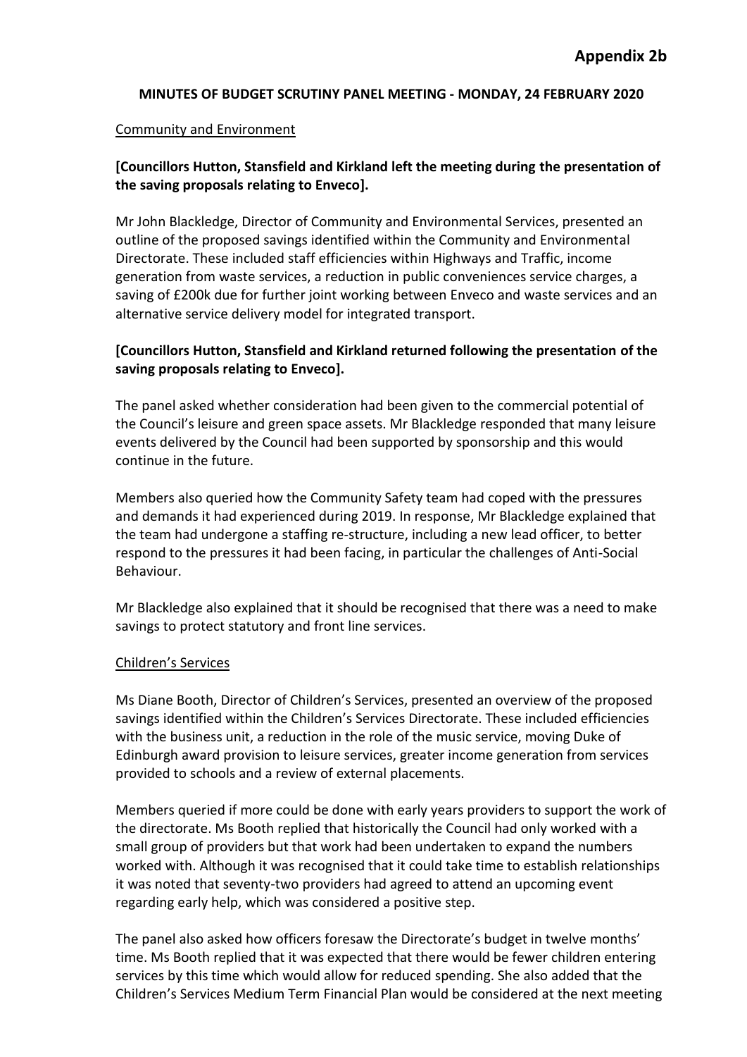**Appendix 2b**

**MINUTES OF BUDGET SCRUTINY PANEL MEETING - MONDAY, 24 FEBRUARY 2020**

Community and Environment

**[Councillors Hutton, Stansfield and Kirkland left the meeting during the presentation of the saving proposals relating to Enveco].**

Mr John Blackledge, Director of Community and Environmental Services, presented an outline of the proposed savings identified within the Community and Environmental Directorate. These included staff efficiencies within Highways and Traffic, income generation from waste services, a reduction in public conveniences service charges, a saving of £200k due for further joint working between Enveco and waste services and an alternative service delivery model for integrated transport.

**[Councillors Hutton, Stansfield and Kirkland returned following the presentation of the saving proposals relating to Enveco].**

The panel asked whether consideration had been given to the commercial potential of the Council's leisure and green space assets. Mr Blackledge responded that many leisure events delivered by the Council had been supported by sponsorship and this would continue in the future.

Members also queried how the Community Safety team had coped with the pressures and demands it had experienced during 2019. In response, Mr Blackledge explained that the team had undergone a staffing re-structure, including a new lead officer, to better respond to the pressures it had been facing, in particular the challenges of Anti-Social Behaviour.

Mr Blackledge also explained that it should be recognised that there was a need to make savings to protect statutory and front line services.

Children's Services

Ms Diane Booth, Director of Children's Services, presented an overview of the proposed savings identified within the Children's Services Directorate. These included efficiencies with the business unit, a reduction in the role of the music service, moving Duke of Edinburgh award provision to leisure services, greater income generation from services provided to schools and a review of external placements.

Members queried if more could be done with early years providers to support the work of the directorate. Ms Booth replied that historically the Council had only worked with a small group of providers but that work had been undertaken to expand the numbers worked with. Although it was recognised that it could take time to establish relationships it was noted that seventy-two providers had agreed to attend an upcoming event regarding early help, which was considered a positive step.

The panel also asked how officers foresaw the Directorate's budget in twelve months' time. Ms Booth replied that it was expected that there would be fewer children entering services by this time which would allow for reduced spending. She also added that the Children's Services Medium Term Financial Plan would be considered at the next meeting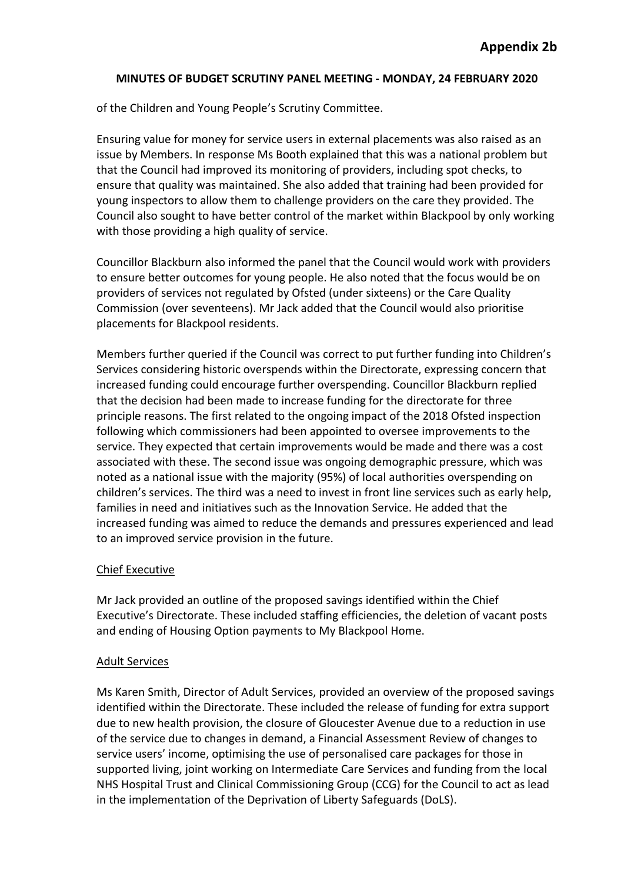**Appendix 2b**

**MINUTES OF BUDGET SCRUTINY PANEL MEETING - MONDAY, 24 FEBRUARY 2020**

of the Children and Young People's Scrutiny Committee.

Ensuring value for money for service users in external placements was also raised as an issue by Members. In response Ms Booth explained that this was a national problem but that the Council had improved its monitoring of providers, including spot checks, to ensure that quality was maintained. She also added that training had been provided for young inspectors to allow them to challenge providers on the care they provided. The Council also sought to have better control of the market within Blackpool by only working with those providing a high quality of service.

Councillor Blackburn also informed the panel that the Council would work with providers to ensure better outcomes for young people. He also noted that the focus would be on providers of services not regulated by Ofsted (under sixteens) or the Care Quality Commission (over seventeens). Mr Jack added that the Council would also prioritise placements for Blackpool residents.

Members further queried if the Council was correct to put further funding into Children's Services considering historic overspends within the Directorate, expressing concern that increased funding could encourage further overspending. Councillor Blackburn replied that the decision had been made to increase funding for the directorate for three principle reasons. The first related to the ongoing impact of the 2018 Ofsted inspection following which commissioners had been appointed to oversee improvements to the service. They expected that certain improvements would be made and there was a cost associated with these. The second issue was ongoing demographic pressure, which was noted as a national issue with the majority (95%) of local authorities overspending on children's services. The third was a need to invest in front line services such as early help, families in need and initiatives such as the Innovation Service. He added that the increased funding was aimed to reduce the demands and pressures experienced and lead to an improved service provision in the future.

Chief Executive

Mr Jack provided an outline of the proposed savings identified within the Chief Executive's Directorate. These included staffing efficiencies, the deletion of vacant posts and ending of Housing Option payments to My Blackpool Home.

Adult Services

Ms Karen Smith, Director of Adult Services, provided an overview of the proposed savings identified within the Directorate. These included the release of funding for extra support due to new health provision, the closure of Gloucester Avenue due to a reduction in use of the service due to changes in demand, a Financial Assessment Review of changes to service users' income, optimising the use of personalised care packages for those in supported living, joint working on Intermediate Care Services and funding from the local NHS Hospital Trust and Clinical Commissioning Group (CCG) for the Council to act as lead in the implementation of the Deprivation of Liberty Safeguards (DoLS).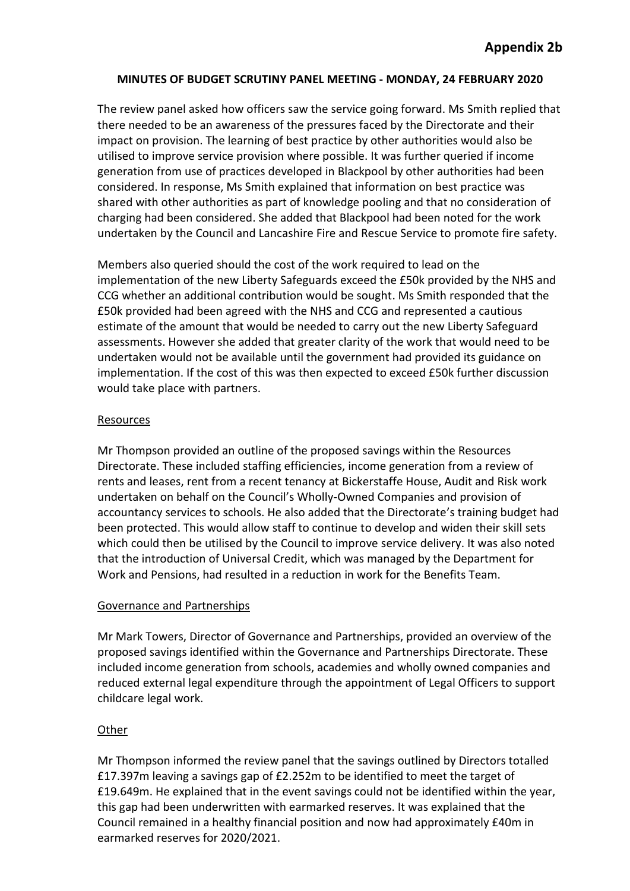**Appendix 2b**

**MINUTES OF BUDGET SCRUTINY PANEL MEETING - MONDAY, 24 FEBRUARY 2020**

The review panel asked how officers saw the service going forward. Ms Smith replied that there needed to be an awareness of the pressures faced by the Directorate and their impact on provision. The learning of best practice by other authorities would also be utilised to improve service provision where possible. It was further queried if income generation from use of practices developed in Blackpool by other authorities had been considered. In response, Ms Smith explained that information on best practice was shared with other authorities as part of knowledge pooling and that no consideration of charging had been considered. She added that Blackpool had been noted for the work undertaken by the Council and Lancashire Fire and Rescue Service to promote fire safety.

Members also queried should the cost of the work required to lead on the implementation of the new Liberty Safeguards exceed the £50k provided by the NHS and CCG whether an additional contribution would be sought. Ms Smith responded that the £50k provided had been agreed with the NHS and CCG and represented a cautious estimate of the amount that would be needed to carry out the new Liberty Safeguard assessments. However she added that greater clarity of the work that would need to be undertaken would not be available until the government had provided its guidance on implementation. If the cost of this was then expected to exceed £50k further discussion would take place with partners.

Resources

Mr Thompson provided an outline of the proposed savings within the Resources Directorate. These included staffing efficiencies, income generation from a review of rents and leases, rent from a recent tenancy at Bickerstaffe House, Audit and Risk work undertaken on behalf on the Council's Wholly-Owned Companies and provision of accountancy services to schools. He also added that the Directorate's training budget had been protected. This would allow staff to continue to develop and widen their skill sets which could then be utilised by the Council to improve service delivery. It was also noted that the introduction of Universal Credit, which was managed by the Department for Work and Pensions, had resulted in a reduction in work for the Benefits Team.

Governance and Partnerships

Mr Mark Towers, Director of Governance and Partnerships, provided an overview of the proposed savings identified within the Governance and Partnerships Directorate. These included income generation from schools, academies and wholly owned companies and reduced external legal expenditure through the appointment of Legal Officers to support childcare legal work.

Other

Mr Thompson informed the review panel that the savings outlined by Directors totalled £17.397m leaving a savings gap of £2.252m to be identified to meet the target of £19.649m. He explained that in the event savings could not be identified within the year, this gap had been underwritten with earmarked reserves. It was explained that the Council remained in a healthy financial position and now had approximately £40m in earmarked reserves for 2020/2021.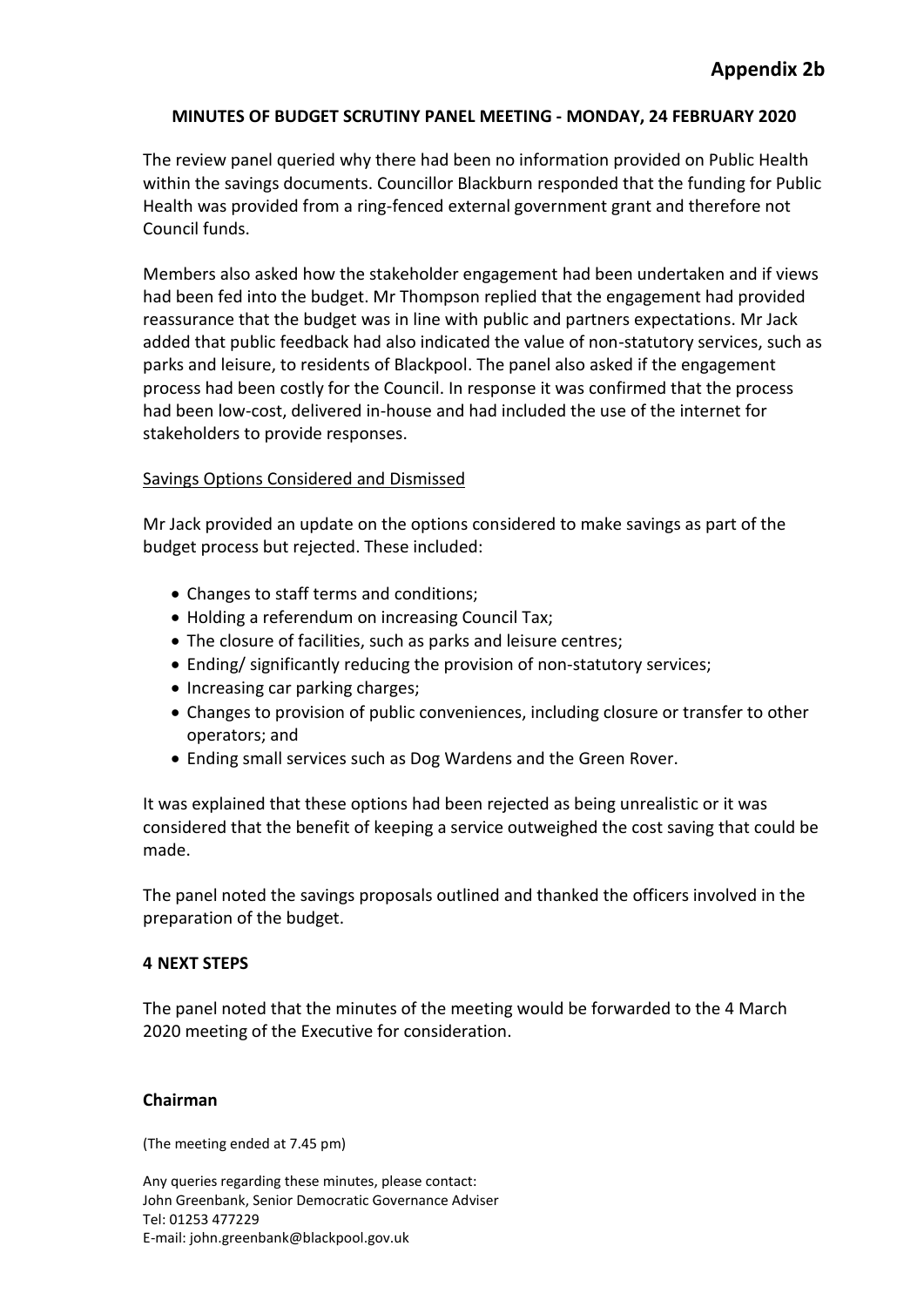**Appendix 2b**

**MINUTES OF BUDGET SCRUTINY PANEL MEETING - MONDAY, 24 FEBRUARY 2020**

The review panel queried why there had been no information provided on Public Health within the savings documents. Councillor Blackburn responded that the funding for Public Health was provided from a ring-fenced external government grant and therefore not Council funds.

Members also asked how the stakeholder engagement had been undertaken and if views had been fed into the budget. Mr Thompson replied that the engagement had provided reassurance that the budget was in line with public and partners expectations. Mr Jack added that public feedback had also indicated the value of non-statutory services, such as parks and leisure, to residents of Blackpool. The panel also asked if the engagement process had been costly for the Council. In response it was confirmed that the process had been low-cost, delivered in-house and had included the use of the internet for stakeholders to provide responses.

Savings Options Considered and Dismissed

Mr Jack provided an update on the options considered to make savings as part of the budget process but rejected. These included:

- Changes to staff terms and conditions;
- Holding a referendum on increasing Council Tax;
- The closure of facilities, such as parks and leisure centres;
- Ending/ significantly reducing the provision of non-statutory services;
- Increasing car parking charges;
- Changes to provision of public conveniences, including closure or transfer to other operators; and
- Ending small services such as Dog Wardens and the Green Rover.

It was explained that these options had been rejected as being unrealistic or it was considered that the benefit of keeping a service outweighed the cost saving that could be made.

The panel noted the savings proposals outlined and thanked the officers involved in the preparation of the budget.

**4 NEXT STEPS**

The panel noted that the minutes of the meeting would be forwarded to the 4 March 2020 meeting of the Executive for consideration.

**Chairman**

(The meeting ended at 7.45 pm)

Any queries regarding these minutes, please contact:
John Greenbank, Senior Democratic Governance Adviser
Tel: 01253 477229
E-mail: john.greenbank@blackpool.gov.uk